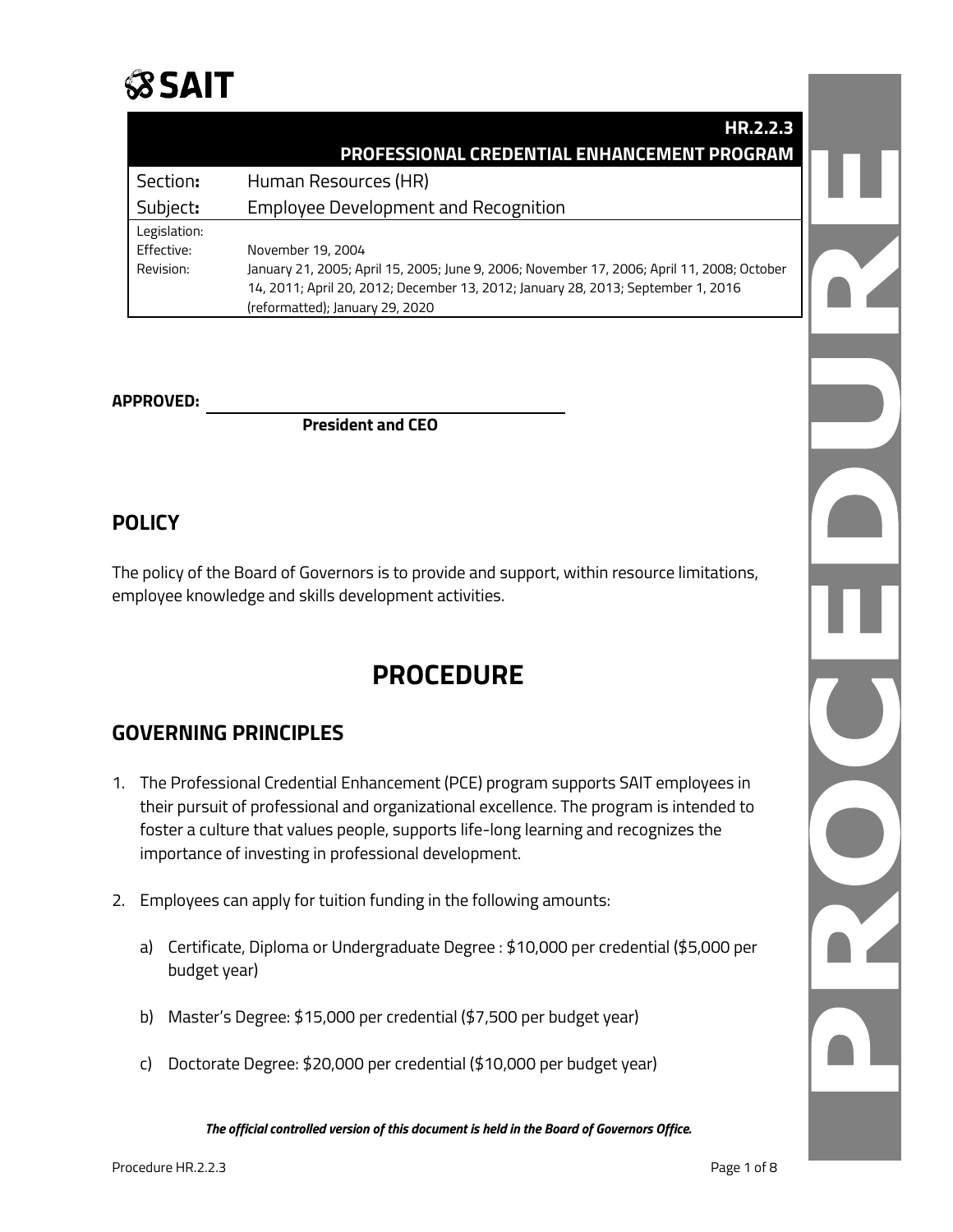SAIT

| HR.2.2.3 PROFESSIONAL CREDENTIAL ENHANCEMENT PROGRAM | |
|---|---|
| Section: | Human Resources (HR) |
| Subject: | Employee Development and Recognition |
| Legislation: | |
| Effective: | November 19, 2004 |
| Revision: | January 21, 2005; April 15, 2005; June 9, 2006; November 17, 2006; April 11, 2008; October 14, 2011; April 20, 2012; December 13, 2012; January 28, 2013; September 1, 2016 (reformatted); January 29, 2020 |

**APPROVED:** ______________________________

**President and CEO**

## POLICY

The policy of the Board of Governors is to provide and support, within resource limitations, employee knowledge and skills development activities.

# PROCEDURE

## GOVERNING PRINCIPLES

1. The Professional Credential Enhancement (PCE) program supports SAIT employees in their pursuit of professional and organizational excellence. The program is intended to foster a culture that values people, supports life-long learning and recognizes the importance of investing in professional development.

2. Employees can apply for tuition funding in the following amounts:

   a) Certificate, Diploma or Undergraduate Degree : $10,000 per credential ($5,000 per budget year)

   b) Master's Degree: $15,000 per credential ($7,500 per budget year)

   c) Doctorate Degree: $20,000 per credential ($10,000 per budget year)

*The official controlled version of this document is held in the Board of Governors Office.*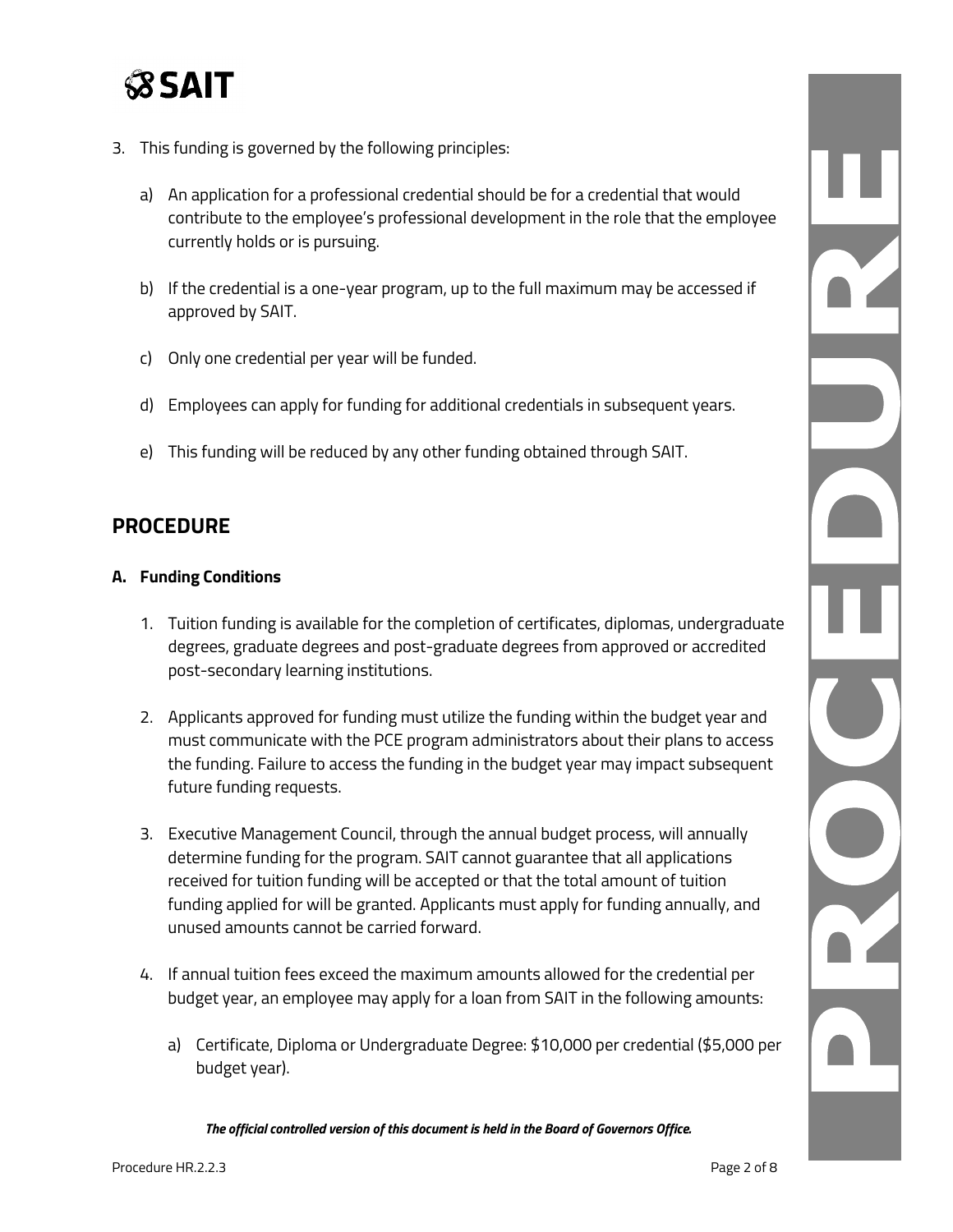3. This funding is governed by the following principles:

   a) An application for a professional credential should be for a credential that would contribute to the employee's professional development in the role that the employee currently holds or is pursuing.

   b) If the credential is a one-year program, up to the full maximum may be accessed if approved by SAIT.

   c) Only one credential per year will be funded.

   d) Employees can apply for funding for additional credentials in subsequent years.

   e) This funding will be reduced by any other funding obtained through SAIT.

## PROCEDURE

### A. Funding Conditions

1. Tuition funding is available for the completion of certificates, diplomas, undergraduate degrees, graduate degrees and post-graduate degrees from approved or accredited post-secondary learning institutions.

2. Applicants approved for funding must utilize the funding within the budget year and must communicate with the PCE program administrators about their plans to access the funding. Failure to access the funding in the budget year may impact subsequent future funding requests.

3. Executive Management Council, through the annual budget process, will annually determine funding for the program. SAIT cannot guarantee that all applications received for tuition funding will be accepted or that the total amount of tuition funding applied for will be granted. Applicants must apply for funding annually, and unused amounts cannot be carried forward.

4. If annual tuition fees exceed the maximum amounts allowed for the credential per budget year, an employee may apply for a loan from SAIT in the following amounts:

   a) Certificate, Diploma or Undergraduate Degree: $10,000 per credential ($5,000 per budget year).

***The official controlled version of this document is held in the Board of Governors Office.***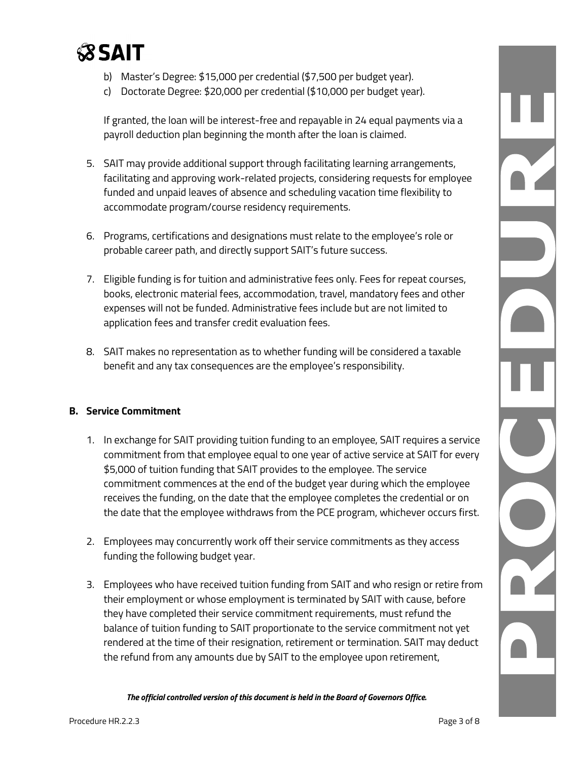b) Master's Degree: $15,000 per credential ($7,500 per budget year).
c) Doctorate Degree: $20,000 per credential ($10,000 per budget year).

If granted, the loan will be interest-free and repayable in 24 equal payments via a payroll deduction plan beginning the month after the loan is claimed.

5. SAIT may provide additional support through facilitating learning arrangements, facilitating and approving work-related projects, considering requests for employee funded and unpaid leaves of absence and scheduling vacation time flexibility to accommodate program/course residency requirements.

6. Programs, certifications and designations must relate to the employee's role or probable career path, and directly support SAIT's future success.

7. Eligible funding is for tuition and administrative fees only. Fees for repeat courses, books, electronic material fees, accommodation, travel, mandatory fees and other expenses will not be funded. Administrative fees include but are not limited to application fees and transfer credit evaluation fees.

8. SAIT makes no representation as to whether funding will be considered a taxable benefit and any tax consequences are the employee's responsibility.

**B. Service Commitment**

1. In exchange for SAIT providing tuition funding to an employee, SAIT requires a service commitment from that employee equal to one year of active service at SAIT for every $5,000 of tuition funding that SAIT provides to the employee. The service commitment commences at the end of the budget year during which the employee receives the funding, on the date that the employee completes the credential or on the date that the employee withdraws from the PCE program, whichever occurs first.

2. Employees may concurrently work off their service commitments as they access funding the following budget year.

3. Employees who have received tuition funding from SAIT and who resign or retire from their employment or whose employment is terminated by SAIT with cause, before they have completed their service commitment requirements, must refund the balance of tuition funding to SAIT proportionate to the service commitment not yet rendered at the time of their resignation, retirement or termination. SAIT may deduct the refund from any amounts due by SAIT to the employee upon retirement,

*The official controlled version of this document is held in the Board of Governors Office.*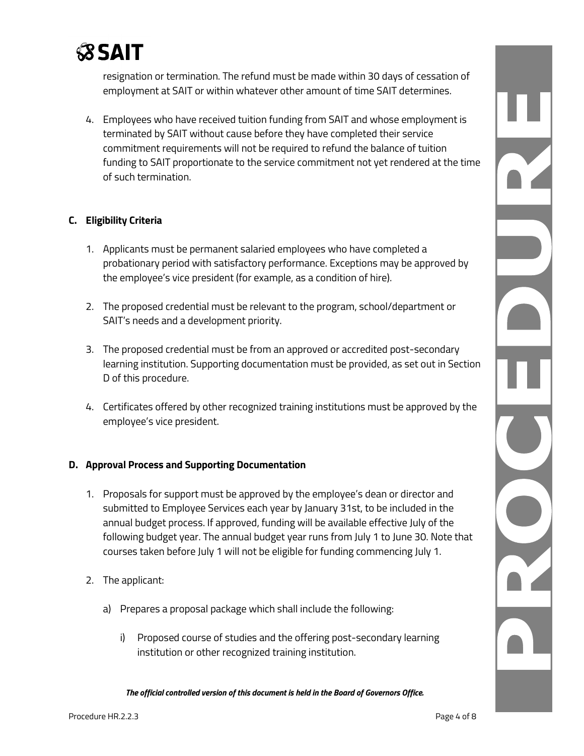resignation or termination. The refund must be made within 30 days of cessation of employment at SAIT or within whatever other amount of time SAIT determines.

4. Employees who have received tuition funding from SAIT and whose employment is terminated by SAIT without cause before they have completed their service commitment requirements will not be required to refund the balance of tuition funding to SAIT proportionate to the service commitment not yet rendered at the time of such termination.

## C. Eligibility Criteria

1. Applicants must be permanent salaried employees who have completed a probationary period with satisfactory performance. Exceptions may be approved by the employee's vice president (for example, as a condition of hire).

2. The proposed credential must be relevant to the program, school/department or SAIT's needs and a development priority.

3. The proposed credential must be from an approved or accredited post-secondary learning institution. Supporting documentation must be provided, as set out in Section D of this procedure.

4. Certificates offered by other recognized training institutions must be approved by the employee's vice president.

## D. Approval Process and Supporting Documentation

1. Proposals for support must be approved by the employee's dean or director and submitted to Employee Services each year by January 31st, to be included in the annual budget process. If approved, funding will be available effective July of the following budget year. The annual budget year runs from July 1 to June 30. Note that courses taken before July 1 will not be eligible for funding commencing July 1.

2. The applicant:

   a) Prepares a proposal package which shall include the following:

      i) Proposed course of studies and the offering post-secondary learning institution or other recognized training institution.

*The official controlled version of this document is held in the Board of Governors Office.*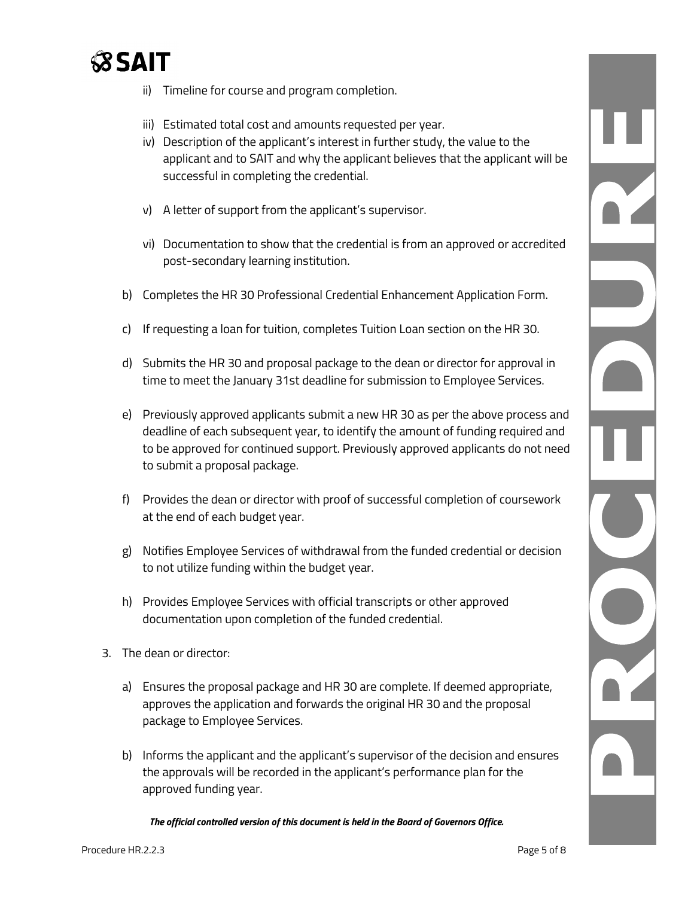ii) Timeline for course and program completion.

iii) Estimated total cost and amounts requested per year.

iv) Description of the applicant's interest in further study, the value to the applicant and to SAIT and why the applicant believes that the applicant will be successful in completing the credential.

v) A letter of support from the applicant's supervisor.

vi) Documentation to show that the credential is from an approved or accredited post-secondary learning institution.

b) Completes the HR 30 Professional Credential Enhancement Application Form.

c) If requesting a loan for tuition, completes Tuition Loan section on the HR 30.

d) Submits the HR 30 and proposal package to the dean or director for approval in time to meet the January 31st deadline for submission to Employee Services.

e) Previously approved applicants submit a new HR 30 as per the above process and deadline of each subsequent year, to identify the amount of funding required and to be approved for continued support. Previously approved applicants do not need to submit a proposal package.

f) Provides the dean or director with proof of successful completion of coursework at the end of each budget year.

g) Notifies Employee Services of withdrawal from the funded credential or decision to not utilize funding within the budget year.

h) Provides Employee Services with official transcripts or other approved documentation upon completion of the funded credential.

3. The dean or director:

a) Ensures the proposal package and HR 30 are complete. If deemed appropriate, approves the application and forwards the original HR 30 and the proposal package to Employee Services.

b) Informs the applicant and the applicant's supervisor of the decision and ensures the approvals will be recorded in the applicant's performance plan for the approved funding year.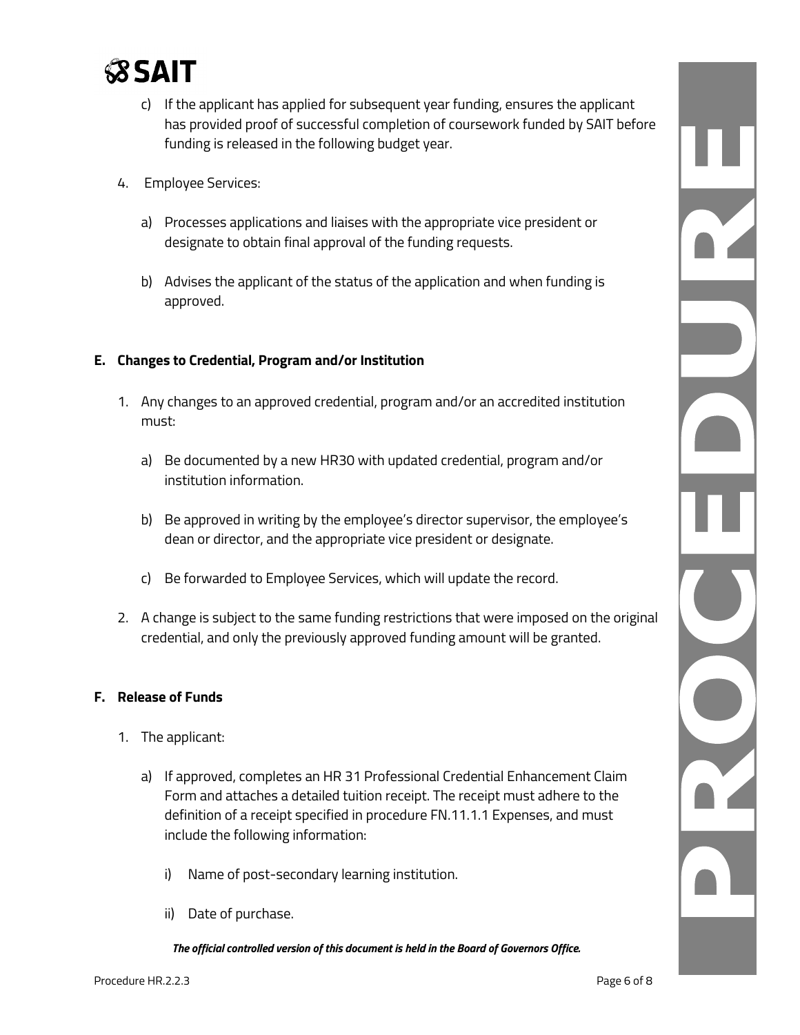c) If the applicant has applied for subsequent year funding, ensures the applicant has provided proof of successful completion of coursework funded by SAIT before funding is released in the following budget year.

4. Employee Services:

   a) Processes applications and liaises with the appropriate vice president or designate to obtain final approval of the funding requests.

   b) Advises the applicant of the status of the application and when funding is approved.

## E. Changes to Credential, Program and/or Institution

1. Any changes to an approved credential, program and/or an accredited institution must:

   a) Be documented by a new HR30 with updated credential, program and/or institution information.

   b) Be approved in writing by the employee's director supervisor, the employee's dean or director, and the appropriate vice president or designate.

   c) Be forwarded to Employee Services, which will update the record.

2. A change is subject to the same funding restrictions that were imposed on the original credential, and only the previously approved funding amount will be granted.

## F. Release of Funds

1. The applicant:

   a) If approved, completes an HR 31 Professional Credential Enhancement Claim Form and attaches a detailed tuition receipt. The receipt must adhere to the definition of a receipt specified in procedure FN.11.1.1 Expenses, and must include the following information:

      i) Name of post-secondary learning institution.

      ii) Date of purchase.

***The official controlled version of this document is held in the Board of Governors Office.***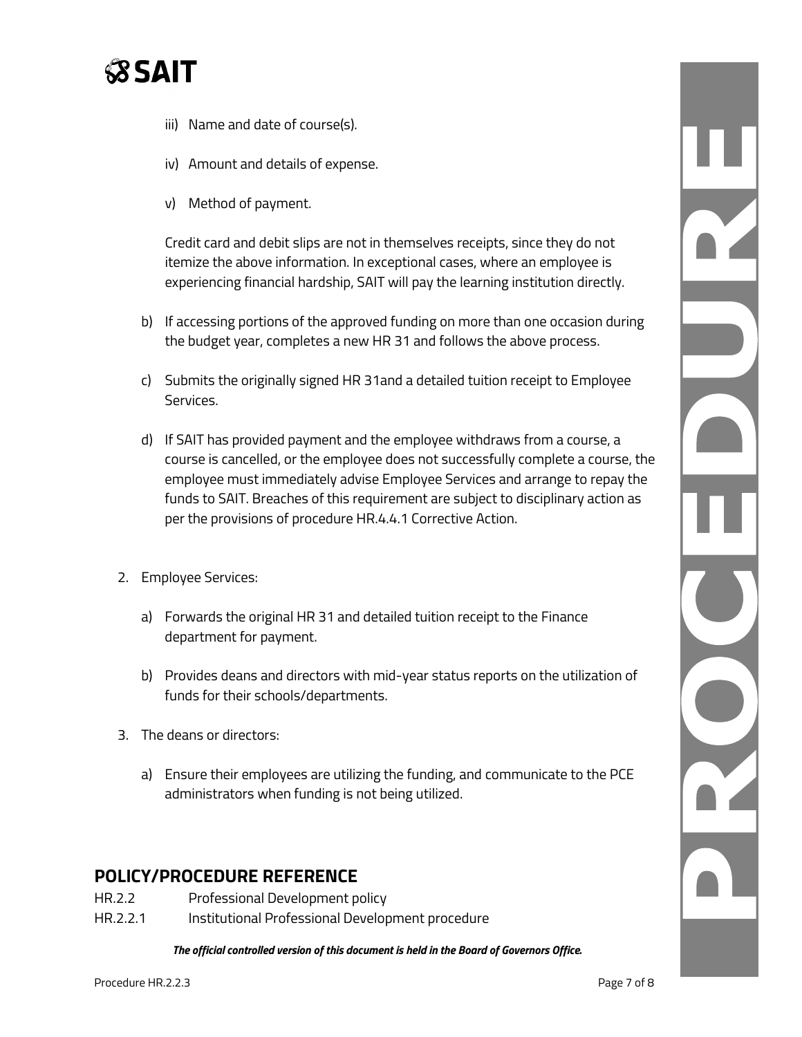iii) Name and date of course(s).

iv) Amount and details of expense.

v) Method of payment.

Credit card and debit slips are not in themselves receipts, since they do not itemize the above information. In exceptional cases, where an employee is experiencing financial hardship, SAIT will pay the learning institution directly.

b) If accessing portions of the approved funding on more than one occasion during the budget year, completes a new HR 31 and follows the above process.

c) Submits the originally signed HR 31and a detailed tuition receipt to Employee Services.

d) If SAIT has provided payment and the employee withdraws from a course, a course is cancelled, or the employee does not successfully complete a course, the employee must immediately advise Employee Services and arrange to repay the funds to SAIT. Breaches of this requirement are subject to disciplinary action as per the provisions of procedure HR.4.4.1 Corrective Action.

2. Employee Services:

   a) Forwards the original HR 31 and detailed tuition receipt to the Finance department for payment.

   b) Provides deans and directors with mid-year status reports on the utilization of funds for their schools/departments.

3. The deans or directors:

   a) Ensure their employees are utilizing the funding, and communicate to the PCE administrators when funding is not being utilized.

## POLICY/PROCEDURE REFERENCE

HR.2.2 Professional Development policy

HR.2.2.1 Institutional Professional Development procedure

***The official controlled version of this document is held in the Board of Governors Office.***